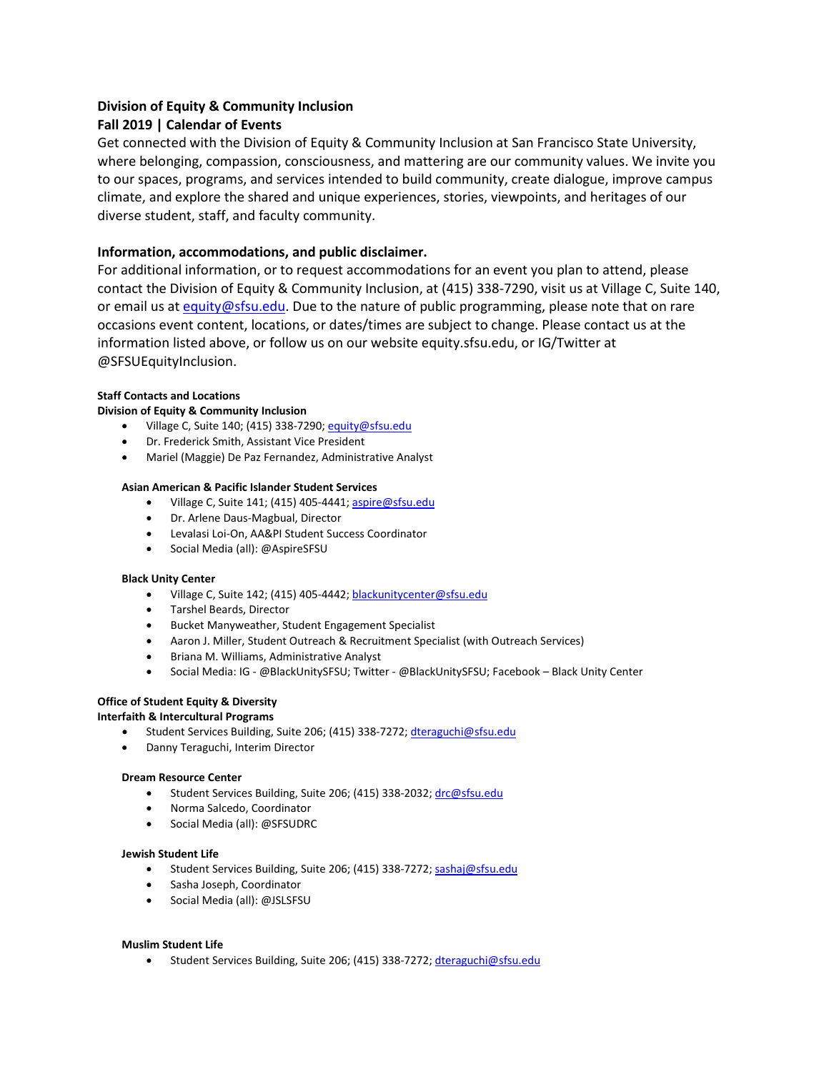# Division of Equity & Community Inclusion

## Fall 2019 | Calendar of Events

Get connected with the Division of Equity & Community Inclusion at San Francisco State University, where belonging, compassion, consciousness, and mattering are our community values. We invite you to our spaces, programs, and services intended to build community, create dialogue, improve campus climate, and explore the shared and unique experiences, stories, viewpoints, and heritages of our diverse student, staff, and faculty community.

## Information, accommodations, and public disclaimer.

For additional information, or to request accommodations for an event you plan to attend, please contact the Division of Equity & Community Inclusion, at (415) 338-7290, visit us at Village C, Suite 140, or email us at equity@sfsu.edu. Due to the nature of public programming, please note that on rare occasions event content, locations, or dates/times are subject to change. Please contact us at the information listed above, or follow us on our website equity.sfsu.edu, or IG/Twitter at @SFSUEquityInclusion.

### Staff Contacts and Locations

**Division of Equity & Community Inclusion**

- Village C, Suite 140; (415) 338-7290; equity@sfsu.edu
- Dr. Frederick Smith, Assistant Vice President
- Mariel (Maggie) De Paz Fernandez, Administrative Analyst

**Asian American & Pacific Islander Student Services**

- Village C, Suite 141; (415) 405-4441; aspire@sfsu.edu
- Dr. Arlene Daus-Magbual, Director
- Levalasi Loi-On, AA&PI Student Success Coordinator
- Social Media (all): @AspireSFSU

**Black Unity Center**

- Village C, Suite 142; (415) 405-4442; blackunitycenter@sfsu.edu
- Tarshel Beards, Director
- Bucket Manyweather, Student Engagement Specialist
- Aaron J. Miller, Student Outreach & Recruitment Specialist (with Outreach Services)
- Briana M. Williams, Administrative Analyst
- Social Media: IG - @BlackUnitySFSU; Twitter - @BlackUnitySFSU; Facebook – Black Unity Center

**Office of Student Equity & Diversity**

**Interfaith & Intercultural Programs**

- Student Services Building, Suite 206; (415) 338-7272; dteraguchi@sfsu.edu
- Danny Teraguchi, Interim Director

**Dream Resource Center**

- Student Services Building, Suite 206; (415) 338-2032; drc@sfsu.edu
- Norma Salcedo, Coordinator
- Social Media (all): @SFSUDRC

**Jewish Student Life**

- Student Services Building, Suite 206; (415) 338-7272; sashaj@sfsu.edu
- Sasha Joseph, Coordinator
- Social Media (all): @JSLSFSU

**Muslim Student Life**

- Student Services Building, Suite 206; (415) 338-7272; dteraguchi@sfsu.edu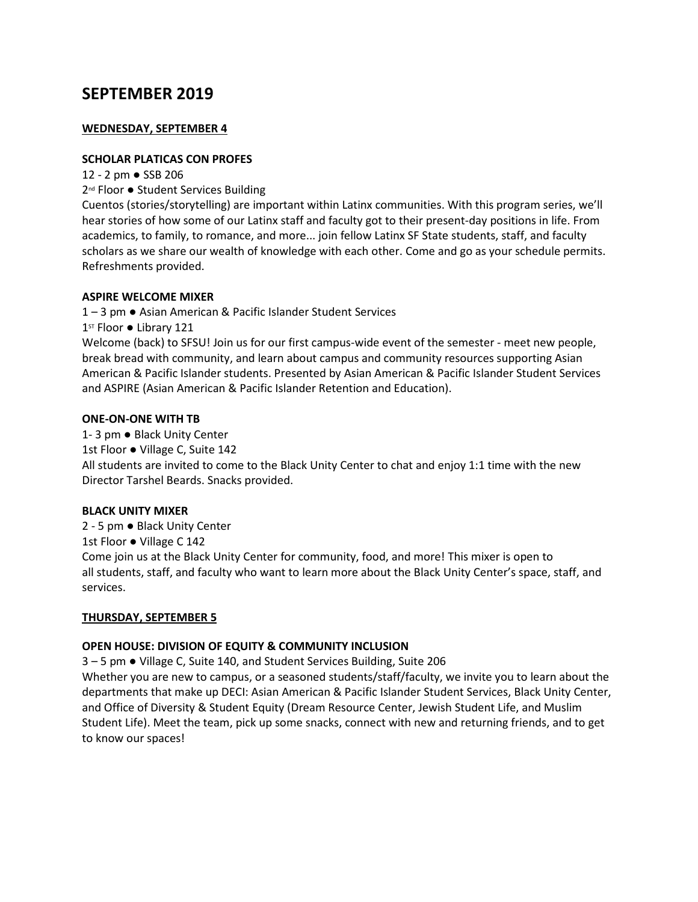# SEPTEMBER 2019

## WEDNESDAY, SEPTEMBER 4

### SCHOLAR PLATICAS CON PROFES

12 - 2 pm ● SSB 206

2nd Floor ● Student Services Building

Cuentos (stories/storytelling) are important within Latinx communities. With this program series, we'll hear stories of how some of our Latinx staff and faculty got to their present-day positions in life. From academics, to family, to romance, and more... join fellow Latinx SF State students, staff, and faculty scholars as we share our wealth of knowledge with each other. Come and go as your schedule permits. Refreshments provided.

### ASPIRE WELCOME MIXER

1 – 3 pm ● Asian American & Pacific Islander Student Services

1ST Floor ● Library 121

Welcome (back) to SFSU! Join us for our first campus-wide event of the semester - meet new people, break bread with community, and learn about campus and community resources supporting Asian American & Pacific Islander students. Presented by Asian American & Pacific Islander Student Services and ASPIRE (Asian American & Pacific Islander Retention and Education).

### ONE-ON-ONE WITH TB

1- 3 pm ● Black Unity Center

1st Floor ● Village C, Suite 142

All students are invited to come to the Black Unity Center to chat and enjoy 1:1 time with the new Director Tarshel Beards. Snacks provided.

### BLACK UNITY MIXER

2 - 5 pm ● Black Unity Center

1st Floor ● Village C 142

Come join us at the Black Unity Center for community, food, and more! This mixer is open to all students, staff, and faculty who want to learn more about the Black Unity Center's space, staff, and services.

## THURSDAY, SEPTEMBER 5

### OPEN HOUSE: DIVISION OF EQUITY & COMMUNITY INCLUSION

3 – 5 pm ● Village C, Suite 140, and Student Services Building, Suite 206

Whether you are new to campus, or a seasoned students/staff/faculty, we invite you to learn about the departments that make up DECI: Asian American & Pacific Islander Student Services, Black Unity Center, and Office of Diversity & Student Equity (Dream Resource Center, Jewish Student Life, and Muslim Student Life). Meet the team, pick up some snacks, connect with new and returning friends, and to get to know our spaces!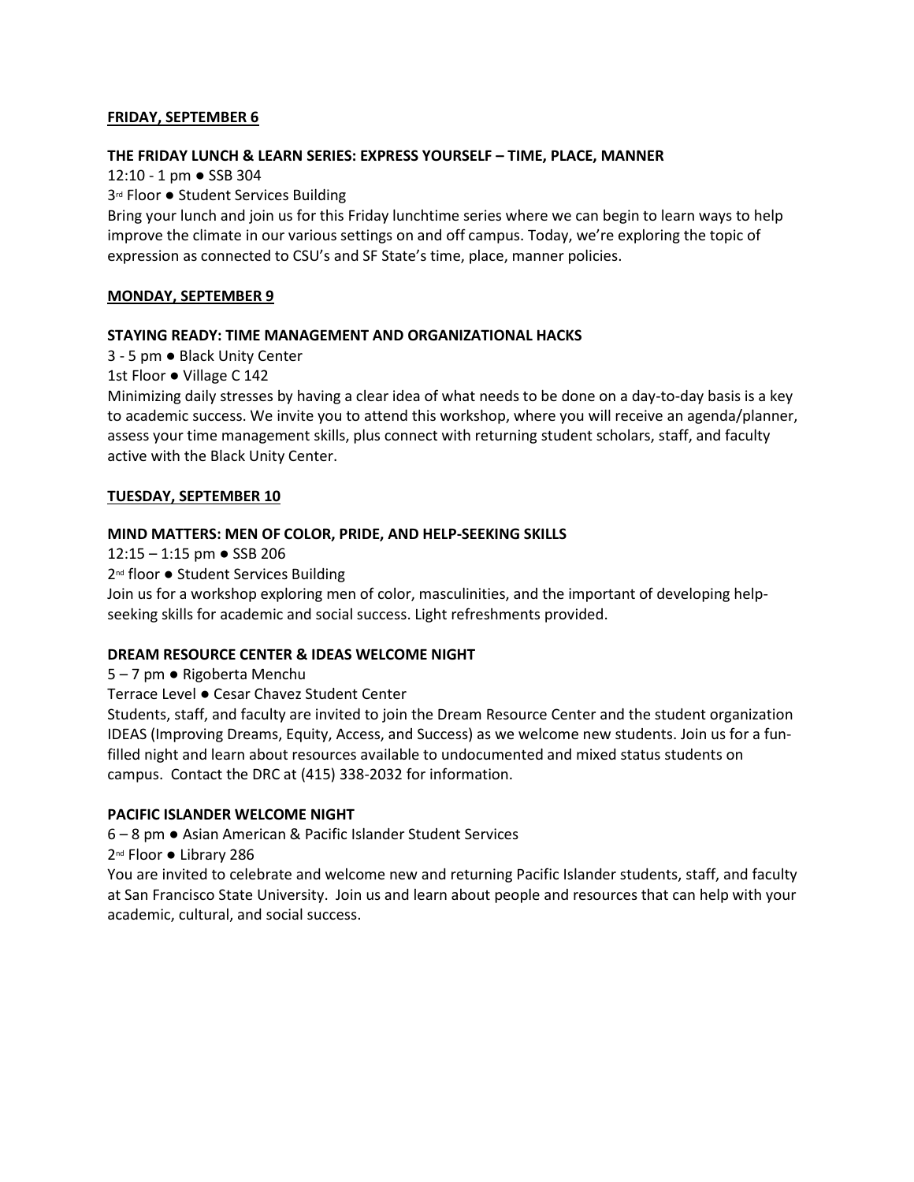**FRIDAY, SEPTEMBER 6**

**THE FRIDAY LUNCH & LEARN SERIES: EXPRESS YOURSELF – TIME, PLACE, MANNER**

12:10 - 1 pm ● SSB 304

3rd Floor ● Student Services Building

Bring your lunch and join us for this Friday lunchtime series where we can begin to learn ways to help improve the climate in our various settings on and off campus. Today, we're exploring the topic of expression as connected to CSU's and SF State's time, place, manner policies.

**MONDAY, SEPTEMBER 9**

**STAYING READY: TIME MANAGEMENT AND ORGANIZATIONAL HACKS**

3 - 5 pm ● Black Unity Center

1st Floor ● Village C 142

Minimizing daily stresses by having a clear idea of what needs to be done on a day-to-day basis is a key to academic success. We invite you to attend this workshop, where you will receive an agenda/planner, assess your time management skills, plus connect with returning student scholars, staff, and faculty active with the Black Unity Center.

**TUESDAY, SEPTEMBER 10**

**MIND MATTERS: MEN OF COLOR, PRIDE, AND HELP-SEEKING SKILLS**

12:15 – 1:15 pm ● SSB 206

2nd floor ● Student Services Building

Join us for a workshop exploring men of color, masculinities, and the important of developing help-seeking skills for academic and social success. Light refreshments provided.

**DREAM RESOURCE CENTER & IDEAS WELCOME NIGHT**

5 – 7 pm ● Rigoberta Menchu

Terrace Level ● Cesar Chavez Student Center

Students, staff, and faculty are invited to join the Dream Resource Center and the student organization IDEAS (Improving Dreams, Equity, Access, and Success) as we welcome new students. Join us for a fun-filled night and learn about resources available to undocumented and mixed status students on campus. Contact the DRC at (415) 338-2032 for information.

**PACIFIC ISLANDER WELCOME NIGHT**

6 – 8 pm ● Asian American & Pacific Islander Student Services

2nd Floor ● Library 286

You are invited to celebrate and welcome new and returning Pacific Islander students, staff, and faculty at San Francisco State University. Join us and learn about people and resources that can help with your academic, cultural, and social success.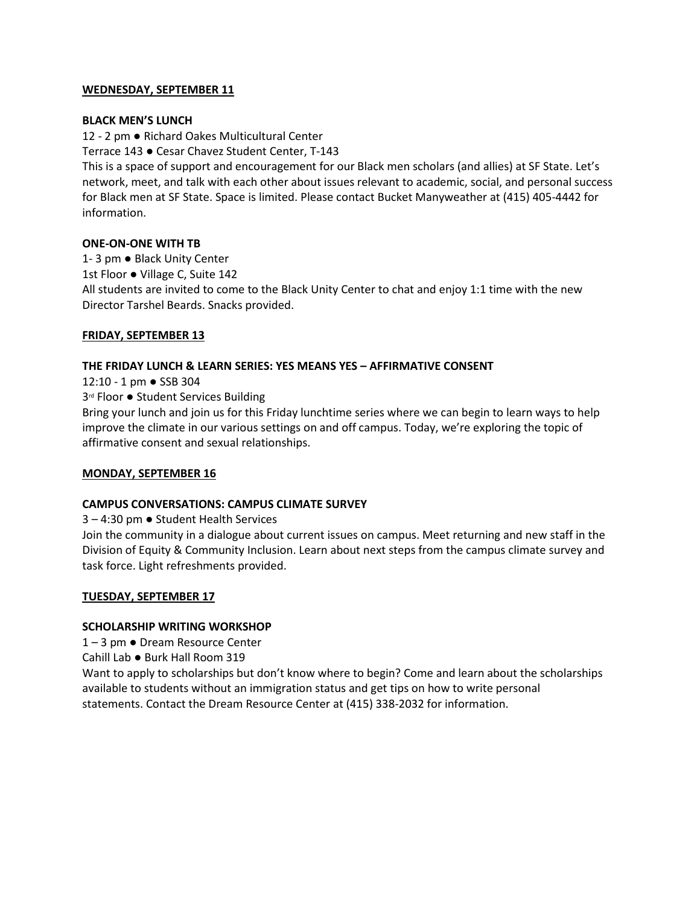**WEDNESDAY, SEPTEMBER 11**

**BLACK MEN'S LUNCH**

12 - 2 pm ● Richard Oakes Multicultural Center
Terrace 143 ● Cesar Chavez Student Center, T-143
This is a space of support and encouragement for our Black men scholars (and allies) at SF State. Let's network, meet, and talk with each other about issues relevant to academic, social, and personal success for Black men at SF State. Space is limited. Please contact Bucket Manyweather at (415) 405-4442 for information.

**ONE-ON-ONE WITH TB**

1- 3 pm ● Black Unity Center
1st Floor ● Village C, Suite 142
All students are invited to come to the Black Unity Center to chat and enjoy 1:1 time with the new Director Tarshel Beards. Snacks provided.

**FRIDAY, SEPTEMBER 13**

**THE FRIDAY LUNCH & LEARN SERIES: YES MEANS YES – AFFIRMATIVE CONSENT**

12:10 - 1 pm ● SSB 304
3rd Floor ● Student Services Building
Bring your lunch and join us for this Friday lunchtime series where we can begin to learn ways to help improve the climate in our various settings on and off campus. Today, we're exploring the topic of affirmative consent and sexual relationships.

**MONDAY, SEPTEMBER 16**

**CAMPUS CONVERSATIONS: CAMPUS CLIMATE SURVEY**

3 – 4:30 pm ● Student Health Services
Join the community in a dialogue about current issues on campus. Meet returning and new staff in the Division of Equity & Community Inclusion. Learn about next steps from the campus climate survey and task force. Light refreshments provided.

**TUESDAY, SEPTEMBER 17**

**SCHOLARSHIP WRITING WORKSHOP**

1 – 3 pm ● Dream Resource Center
Cahill Lab ● Burk Hall Room 319
Want to apply to scholarships but don't know where to begin? Come and learn about the scholarships available to students without an immigration status and get tips on how to write personal statements. Contact the Dream Resource Center at (415) 338-2032 for information.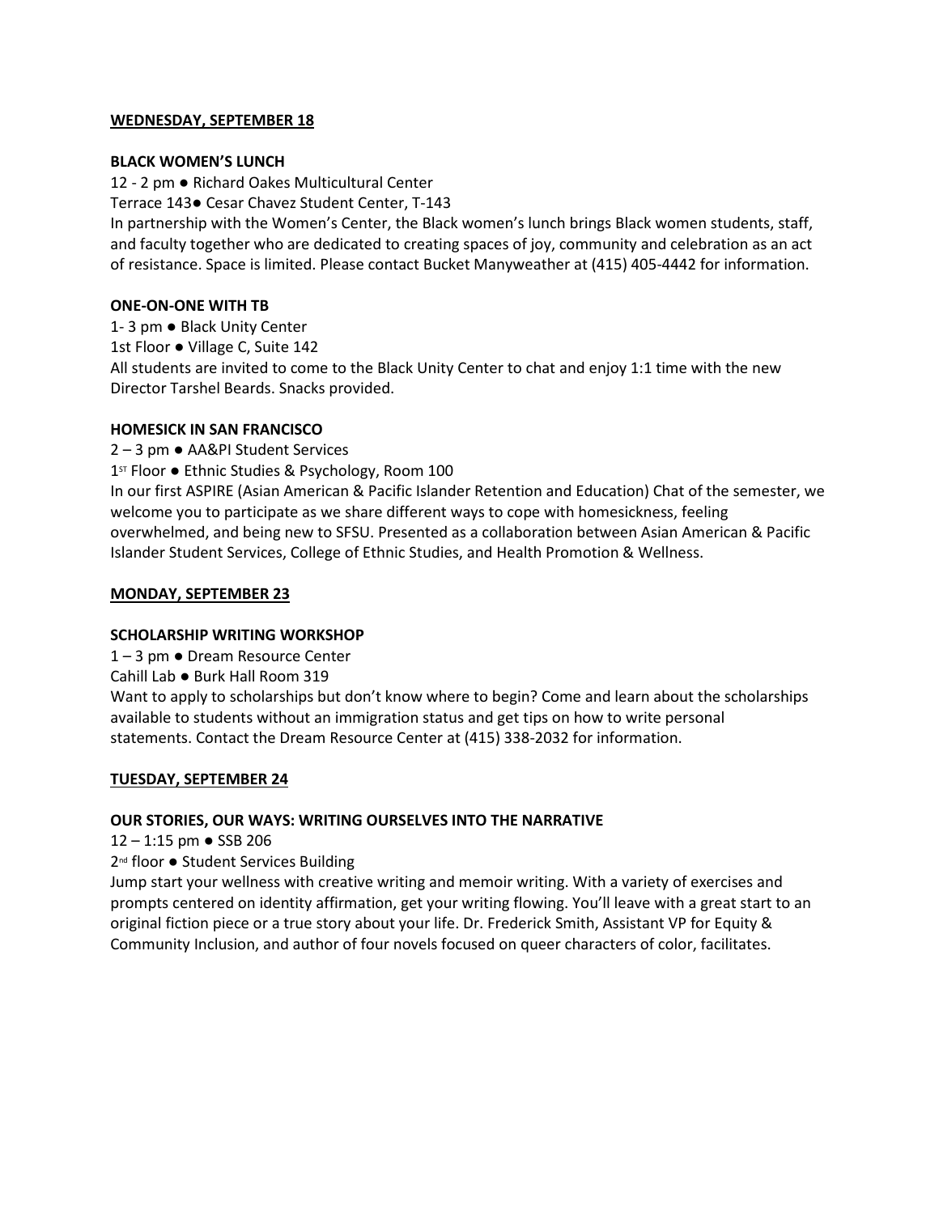**WEDNESDAY, SEPTEMBER 18**

**BLACK WOMEN'S LUNCH**

12 - 2 pm ● Richard Oakes Multicultural Center
Terrace 143● Cesar Chavez Student Center, T-143
In partnership with the Women's Center, the Black women's lunch brings Black women students, staff, and faculty together who are dedicated to creating spaces of joy, community and celebration as an act of resistance. Space is limited. Please contact Bucket Manyweather at (415) 405-4442 for information.

**ONE-ON-ONE WITH TB**

1- 3 pm ● Black Unity Center
1st Floor ● Village C, Suite 142
All students are invited to come to the Black Unity Center to chat and enjoy 1:1 time with the new Director Tarshel Beards. Snacks provided.

**HOMESICK IN SAN FRANCISCO**

2 – 3 pm ● AA&PI Student Services
1st Floor ● Ethnic Studies & Psychology, Room 100
In our first ASPIRE (Asian American & Pacific Islander Retention and Education) Chat of the semester, we welcome you to participate as we share different ways to cope with homesickness, feeling overwhelmed, and being new to SFSU. Presented as a collaboration between Asian American & Pacific Islander Student Services, College of Ethnic Studies, and Health Promotion & Wellness.

**MONDAY, SEPTEMBER 23**

**SCHOLARSHIP WRITING WORKSHOP**

1 – 3 pm ● Dream Resource Center
Cahill Lab ● Burk Hall Room 319
Want to apply to scholarships but don't know where to begin? Come and learn about the scholarships available to students without an immigration status and get tips on how to write personal statements. Contact the Dream Resource Center at (415) 338-2032 for information.

**TUESDAY, SEPTEMBER 24**

**OUR STORIES, OUR WAYS: WRITING OURSELVES INTO THE NARRATIVE**

12 – 1:15 pm ● SSB 206
2nd floor ● Student Services Building
Jump start your wellness with creative writing and memoir writing. With a variety of exercises and prompts centered on identity affirmation, get your writing flowing. You'll leave with a great start to an original fiction piece or a true story about your life. Dr. Frederick Smith, Assistant VP for Equity & Community Inclusion, and author of four novels focused on queer characters of color, facilitates.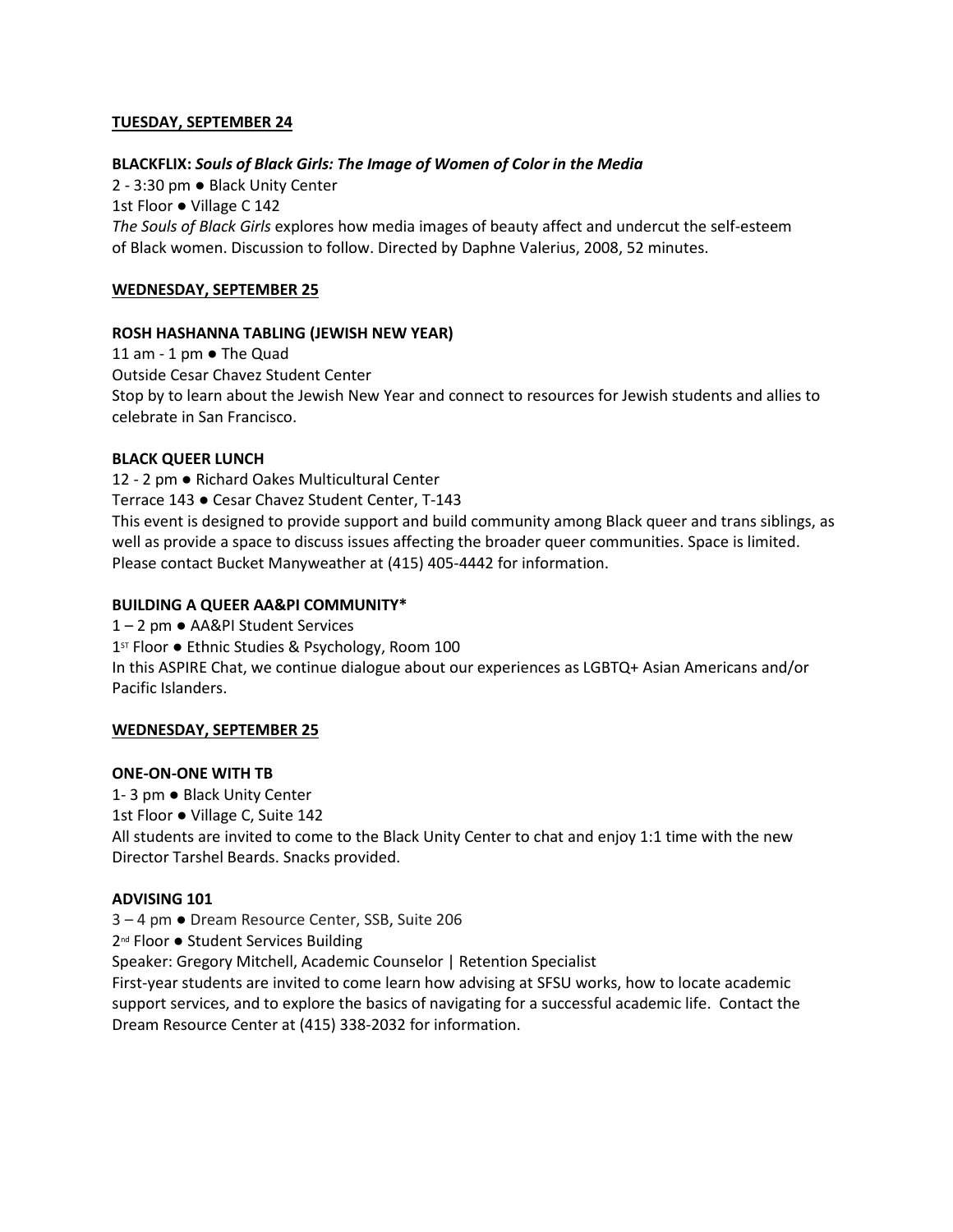**TUESDAY, SEPTEMBER 24**

**BLACKFLIX:** ***Souls of Black Girls: The Image of Women of Color in the Media***

2 - 3:30 pm ● Black Unity Center
1st Floor ● Village C 142
*The Souls of Black Girls* explores how media images of beauty affect and undercut the self-esteem of Black women. Discussion to follow. Directed by Daphne Valerius, 2008, 52 minutes.

**WEDNESDAY, SEPTEMBER 25**

**ROSH HASHANNA TABLING (JEWISH NEW YEAR)**

11 am - 1 pm ● The Quad
Outside Cesar Chavez Student Center
Stop by to learn about the Jewish New Year and connect to resources for Jewish students and allies to celebrate in San Francisco.

**BLACK QUEER LUNCH**

12 - 2 pm ● Richard Oakes Multicultural Center
Terrace 143 ● Cesar Chavez Student Center, T-143
This event is designed to provide support and build community among Black queer and trans siblings, as well as provide a space to discuss issues affecting the broader queer communities. Space is limited. Please contact Bucket Manyweather at (415) 405-4442 for information.

**BUILDING A QUEER AA&PI COMMUNITY***

1 – 2 pm ● AA&PI Student Services
1ST Floor ● Ethnic Studies & Psychology, Room 100
In this ASPIRE Chat, we continue dialogue about our experiences as LGBTQ+ Asian Americans and/or Pacific Islanders.

**WEDNESDAY, SEPTEMBER 25**

**ONE-ON-ONE WITH TB**

1- 3 pm ● Black Unity Center
1st Floor ● Village C, Suite 142
All students are invited to come to the Black Unity Center to chat and enjoy 1:1 time with the new Director Tarshel Beards. Snacks provided.

**ADVISING 101**

3 – 4 pm ● Dream Resource Center, SSB, Suite 206
2nd Floor ● Student Services Building
Speaker: Gregory Mitchell, Academic Counselor | Retention Specialist
First-year students are invited to come learn how advising at SFSU works, how to locate academic support services, and to explore the basics of navigating for a successful academic life. Contact the Dream Resource Center at (415) 338-2032 for information.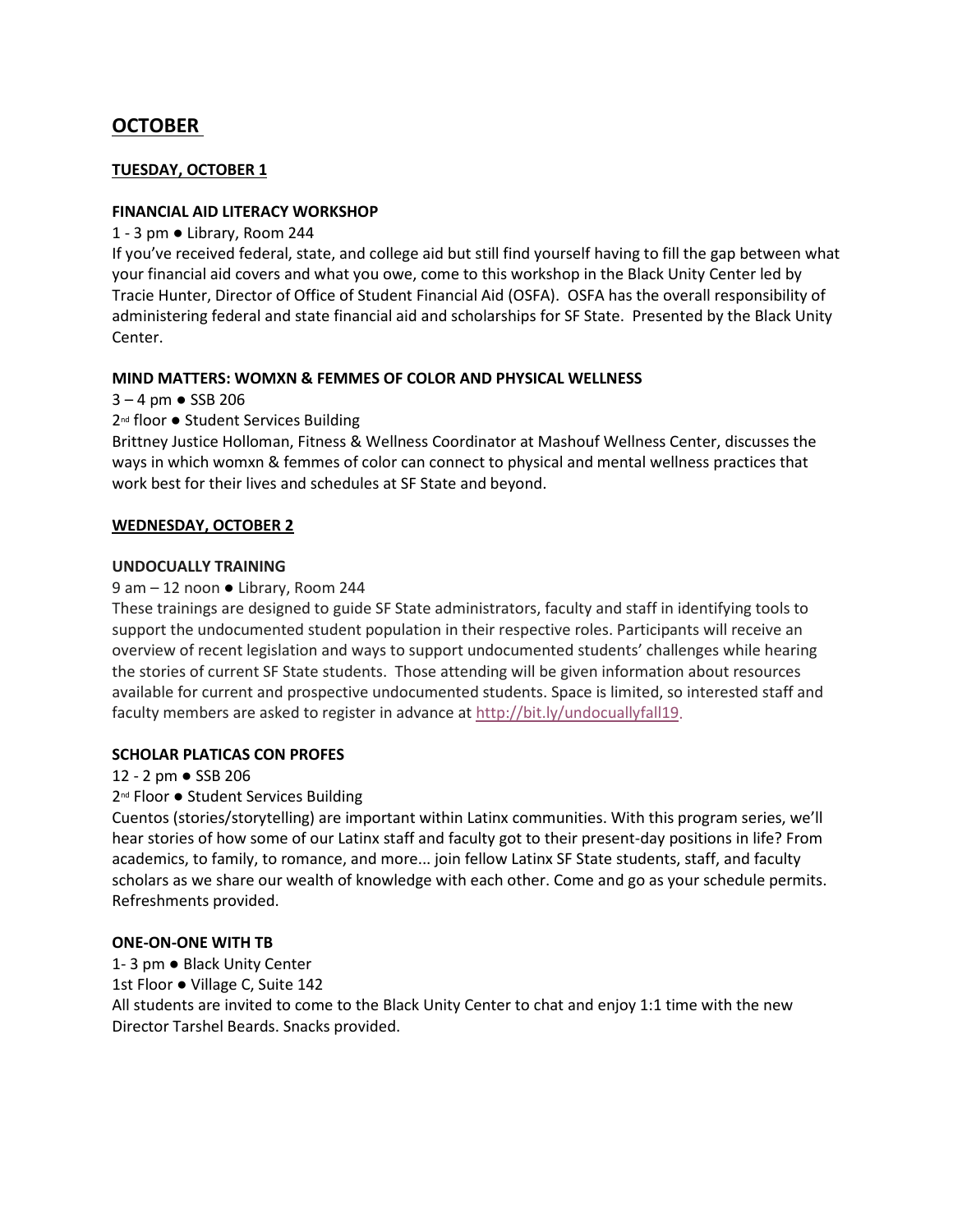# OCTOBER

## TUESDAY, OCTOBER 1

### FINANCIAL AID LITERACY WORKSHOP

1 - 3 pm ● Library, Room 244

If you've received federal, state, and college aid but still find yourself having to fill the gap between what your financial aid covers and what you owe, come to this workshop in the Black Unity Center led by Tracie Hunter, Director of Office of Student Financial Aid (OSFA). OSFA has the overall responsibility of administering federal and state financial aid and scholarships for SF State. Presented by the Black Unity Center.

### MIND MATTERS: WOMXN & FEMMES OF COLOR AND PHYSICAL WELLNESS

3 – 4 pm ● SSB 206

2nd floor ● Student Services Building

Brittney Justice Holloman, Fitness & Wellness Coordinator at Mashouf Wellness Center, discusses the ways in which womxn & femmes of color can connect to physical and mental wellness practices that work best for their lives and schedules at SF State and beyond.

## WEDNESDAY, OCTOBER 2

### UNDOCUALLY TRAINING

9 am – 12 noon ● Library, Room 244

These trainings are designed to guide SF State administrators, faculty and staff in identifying tools to support the undocumented student population in their respective roles. Participants will receive an overview of recent legislation and ways to support undocumented students' challenges while hearing the stories of current SF State students. Those attending will be given information about resources available for current and prospective undocumented students. Space is limited, so interested staff and faculty members are asked to register in advance at http://bit.ly/undocuallyfall19.

### SCHOLAR PLATICAS CON PROFES

12 - 2 pm ● SSB 206

2nd Floor ● Student Services Building

Cuentos (stories/storytelling) are important within Latinx communities. With this program series, we'll hear stories of how some of our Latinx staff and faculty got to their present-day positions in life? From academics, to family, to romance, and more... join fellow Latinx SF State students, staff, and faculty scholars as we share our wealth of knowledge with each other. Come and go as your schedule permits. Refreshments provided.

### ONE-ON-ONE WITH TB

1- 3 pm ● Black Unity Center

1st Floor ● Village C, Suite 142

All students are invited to come to the Black Unity Center to chat and enjoy 1:1 time with the new Director Tarshel Beards. Snacks provided.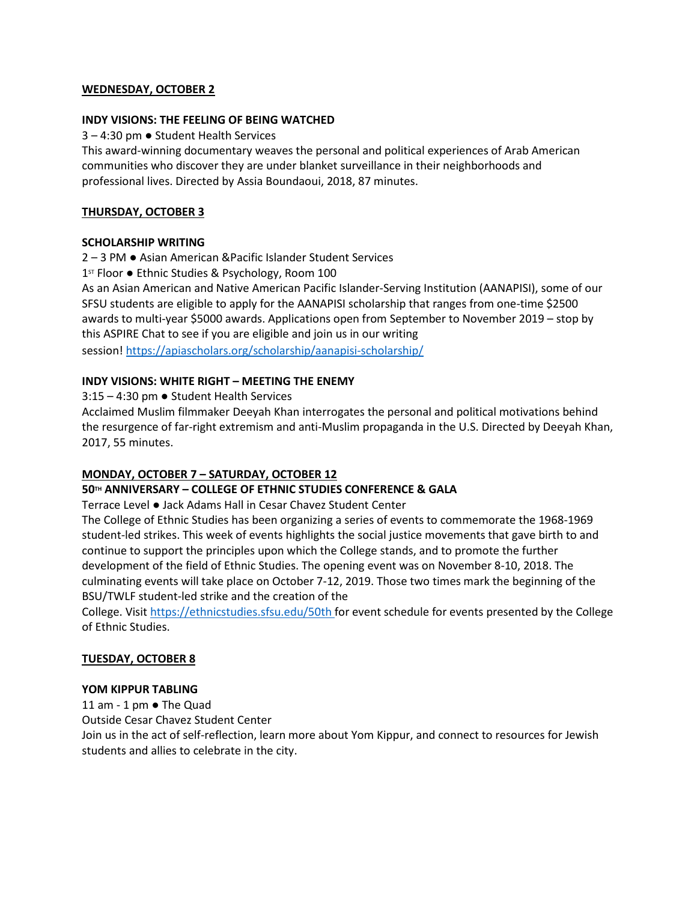**WEDNESDAY, OCTOBER 2**

**INDY VISIONS: THE FEELING OF BEING WATCHED**

3 – 4:30 pm ● Student Health Services

This award-winning documentary weaves the personal and political experiences of Arab American communities who discover they are under blanket surveillance in their neighborhoods and professional lives. Directed by Assia Boundaoui, 2018, 87 minutes.

**THURSDAY, OCTOBER 3**

**SCHOLARSHIP WRITING**

2 – 3 PM ● Asian American &Pacific Islander Student Services

1ST Floor ● Ethnic Studies & Psychology, Room 100

As an Asian American and Native American Pacific Islander-Serving Institution (AANAPISI), some of our SFSU students are eligible to apply for the AANAPISI scholarship that ranges from one-time $2500 awards to multi-year $5000 awards. Applications open from September to November 2019 – stop by this ASPIRE Chat to see if you are eligible and join us in our writing session! https://apiascholars.org/scholarship/aanapisi-scholarship/

**INDY VISIONS: WHITE RIGHT – MEETING THE ENEMY**

3:15 – 4:30 pm ● Student Health Services

Acclaimed Muslim filmmaker Deeyah Khan interrogates the personal and political motivations behind the resurgence of far-right extremism and anti-Muslim propaganda in the U.S. Directed by Deeyah Khan, 2017, 55 minutes.

**MONDAY, OCTOBER 7 – SATURDAY, OCTOBER 12**

**50TH ANNIVERSARY – COLLEGE OF ETHNIC STUDIES CONFERENCE & GALA**

Terrace Level ● Jack Adams Hall in Cesar Chavez Student Center

The College of Ethnic Studies has been organizing a series of events to commemorate the 1968-1969 student-led strikes. This week of events highlights the social justice movements that gave birth to and continue to support the principles upon which the College stands, and to promote the further development of the field of Ethnic Studies. The opening event was on November 8-10, 2018. The culminating events will take place on October 7-12, 2019. Those two times mark the beginning of the BSU/TWLF student-led strike and the creation of the College. Visit https://ethnicstudies.sfsu.edu/50th for event schedule for events presented by the College of Ethnic Studies.

**TUESDAY, OCTOBER 8**

**YOM KIPPUR TABLING**

11 am - 1 pm ● The Quad

Outside Cesar Chavez Student Center

Join us in the act of self-reflection, learn more about Yom Kippur, and connect to resources for Jewish students and allies to celebrate in the city.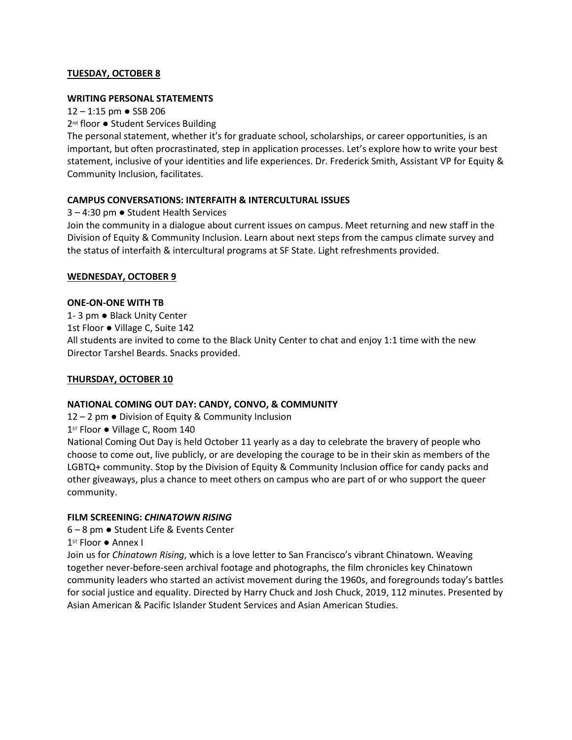**TUESDAY, OCTOBER 8**

**WRITING PERSONAL STATEMENTS**

12 – 1:15 pm ● SSB 206

2nd floor ● Student Services Building

The personal statement, whether it's for graduate school, scholarships, or career opportunities, is an important, but often procrastinated, step in application processes. Let's explore how to write your best statement, inclusive of your identities and life experiences. Dr. Frederick Smith, Assistant VP for Equity & Community Inclusion, facilitates.

**CAMPUS CONVERSATIONS: INTERFAITH & INTERCULTURAL ISSUES**

3 – 4:30 pm ● Student Health Services

Join the community in a dialogue about current issues on campus. Meet returning and new staff in the Division of Equity & Community Inclusion. Learn about next steps from the campus climate survey and the status of interfaith & intercultural programs at SF State. Light refreshments provided.

**WEDNESDAY, OCTOBER 9**

**ONE-ON-ONE WITH TB**

1- 3 pm ● Black Unity Center

1st Floor ● Village C, Suite 142

All students are invited to come to the Black Unity Center to chat and enjoy 1:1 time with the new Director Tarshel Beards. Snacks provided.

**THURSDAY, OCTOBER 10**

**NATIONAL COMING OUT DAY: CANDY, CONVO, & COMMUNITY**

12 – 2 pm ● Division of Equity & Community Inclusion

1ST Floor ● Village C, Room 140

National Coming Out Day is held October 11 yearly as a day to celebrate the bravery of people who choose to come out, live publicly, or are developing the courage to be in their skin as members of the LGBTQ+ community. Stop by the Division of Equity & Community Inclusion office for candy packs and other giveaways, plus a chance to meet others on campus who are part of or who support the queer community.

**FILM SCREENING: *CHINATOWN RISING***

6 – 8 pm ● Student Life & Events Center

1ST Floor ● Annex I

Join us for *Chinatown Rising*, which is a love letter to San Francisco's vibrant Chinatown. Weaving together never-before-seen archival footage and photographs, the film chronicles key Chinatown community leaders who started an activist movement during the 1960s, and foregrounds today's battles for social justice and equality. Directed by Harry Chuck and Josh Chuck, 2019, 112 minutes. Presented by Asian American & Pacific Islander Student Services and Asian American Studies.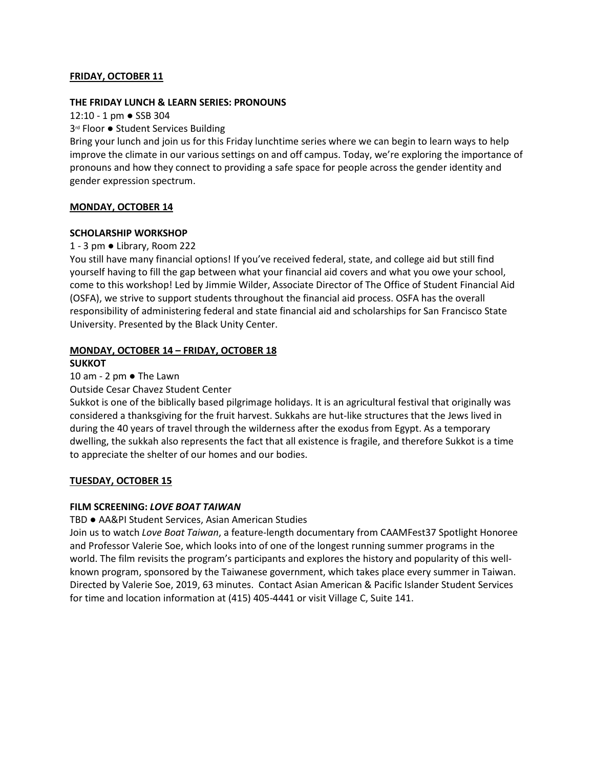**FRIDAY, OCTOBER 11**

**THE FRIDAY LUNCH & LEARN SERIES: PRONOUNS**

12:10 - 1 pm ● SSB 304

3rd Floor ● Student Services Building

Bring your lunch and join us for this Friday lunchtime series where we can begin to learn ways to help improve the climate in our various settings on and off campus. Today, we're exploring the importance of pronouns and how they connect to providing a safe space for people across the gender identity and gender expression spectrum.

**MONDAY, OCTOBER 14**

**SCHOLARSHIP WORKSHOP**

1 - 3 pm ● Library, Room 222

You still have many financial options! If you've received federal, state, and college aid but still find yourself having to fill the gap between what your financial aid covers and what you owe your school, come to this workshop! Led by Jimmie Wilder, Associate Director of The Office of Student Financial Aid (OSFA), we strive to support students throughout the financial aid process. OSFA has the overall responsibility of administering federal and state financial aid and scholarships for San Francisco State University. Presented by the Black Unity Center.

**MONDAY, OCTOBER 14 – FRIDAY, OCTOBER 18**

**SUKKOT**

10 am - 2 pm ● The Lawn

Outside Cesar Chavez Student Center

Sukkot is one of the biblically based pilgrimage holidays. It is an agricultural festival that originally was considered a thanksgiving for the fruit harvest. Sukkahs are hut-like structures that the Jews lived in during the 40 years of travel through the wilderness after the exodus from Egypt. As a temporary dwelling, the sukkah also represents the fact that all existence is fragile, and therefore Sukkot is a time to appreciate the shelter of our homes and our bodies.

**TUESDAY, OCTOBER 15**

**FILM SCREENING: *LOVE BOAT TAIWAN***

TBD ● AA&PI Student Services, Asian American Studies

Join us to watch *Love Boat Taiwan*, a feature-length documentary from CAAMFest37 Spotlight Honoree and Professor Valerie Soe, which looks into of one of the longest running summer programs in the world. The film revisits the program's participants and explores the history and popularity of this well-known program, sponsored by the Taiwanese government, which takes place every summer in Taiwan. Directed by Valerie Soe, 2019, 63 minutes. Contact Asian American & Pacific Islander Student Services for time and location information at (415) 405-4441 or visit Village C, Suite 141.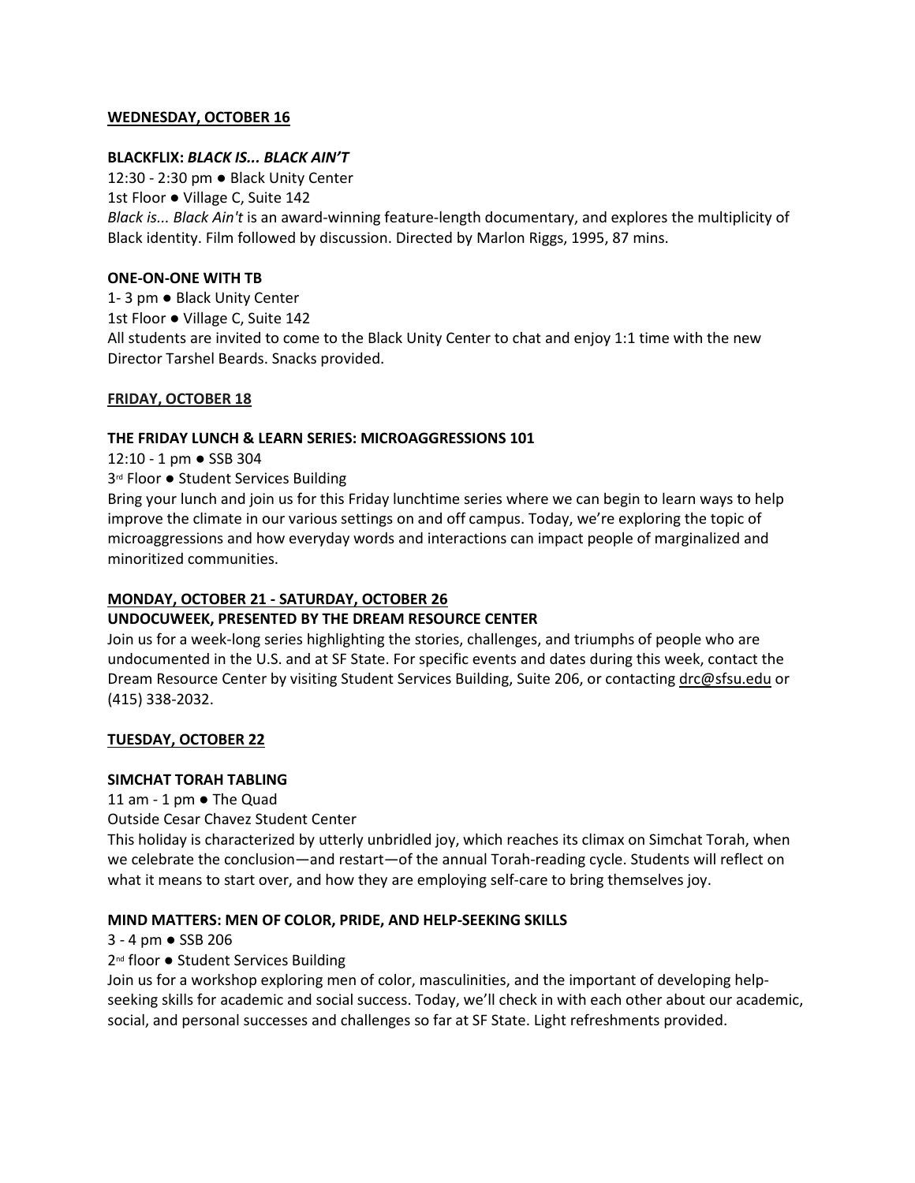**WEDNESDAY, OCTOBER 16**

**BLACKFLIX: *BLACK IS... BLACK AIN'T***

12:30 - 2:30 pm ● Black Unity Center
1st Floor ● Village C, Suite 142
*Black is... Black Ain't* is an award-winning feature-length documentary, and explores the multiplicity of Black identity. Film followed by discussion. Directed by Marlon Riggs, 1995, 87 mins.

**ONE-ON-ONE WITH TB**

1- 3 pm ● Black Unity Center
1st Floor ● Village C, Suite 142
All students are invited to come to the Black Unity Center to chat and enjoy 1:1 time with the new Director Tarshel Beards. Snacks provided.

**FRIDAY, OCTOBER 18**

**THE FRIDAY LUNCH & LEARN SERIES: MICROAGGRESSIONS 101**

12:10 - 1 pm ● SSB 304
3rd Floor ● Student Services Building
Bring your lunch and join us for this Friday lunchtime series where we can begin to learn ways to help improve the climate in our various settings on and off campus. Today, we're exploring the topic of microaggressions and how everyday words and interactions can impact people of marginalized and minoritized communities.

**MONDAY, OCTOBER 21 - SATURDAY, OCTOBER 26**

**UNDOCUWEEK, PRESENTED BY THE DREAM RESOURCE CENTER**

Join us for a week-long series highlighting the stories, challenges, and triumphs of people who are undocumented in the U.S. and at SF State. For specific events and dates during this week, contact the Dream Resource Center by visiting Student Services Building, Suite 206, or contacting drc@sfsu.edu or (415) 338-2032.

**TUESDAY, OCTOBER 22**

**SIMCHAT TORAH TABLING**

11 am - 1 pm ● The Quad
Outside Cesar Chavez Student Center
This holiday is characterized by utterly unbridled joy, which reaches its climax on Simchat Torah, when we celebrate the conclusion—and restart—of the annual Torah-reading cycle. Students will reflect on what it means to start over, and how they are employing self-care to bring themselves joy.

**MIND MATTERS: MEN OF COLOR, PRIDE, AND HELP-SEEKING SKILLS**

3 - 4 pm ● SSB 206
2nd floor ● Student Services Building
Join us for a workshop exploring men of color, masculinities, and the important of developing help-seeking skills for academic and social success. Today, we'll check in with each other about our academic, social, and personal successes and challenges so far at SF State. Light refreshments provided.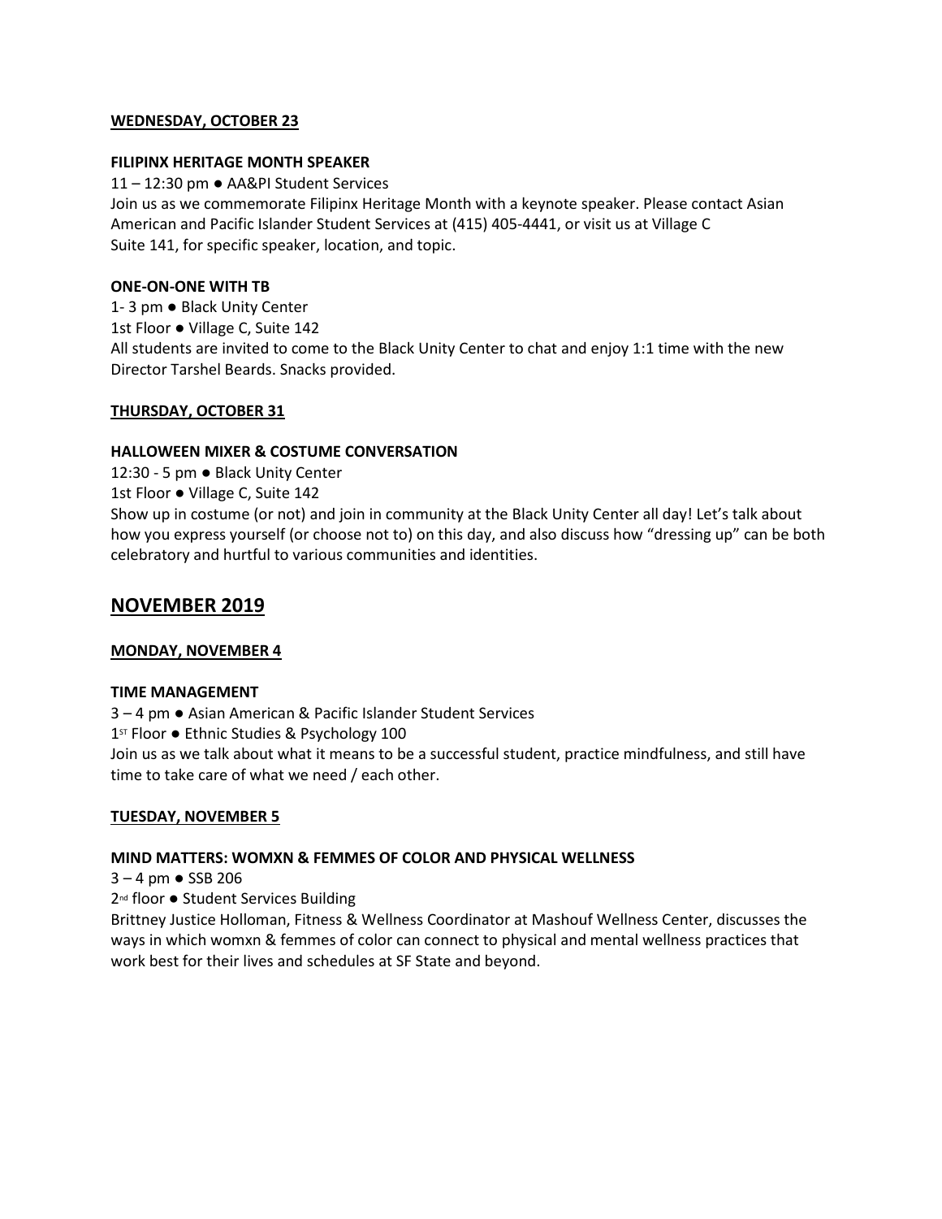**WEDNESDAY, OCTOBER 23**

**FILIPINX HERITAGE MONTH SPEAKER**

11 – 12:30 pm ● AA&PI Student Services

Join us as we commemorate Filipinx Heritage Month with a keynote speaker. Please contact Asian American and Pacific Islander Student Services at (415) 405-4441, or visit us at Village C Suite 141, for specific speaker, location, and topic.

**ONE-ON-ONE WITH TB**

1- 3 pm ● Black Unity Center

1st Floor ● Village C, Suite 142

All students are invited to come to the Black Unity Center to chat and enjoy 1:1 time with the new Director Tarshel Beards. Snacks provided.

**THURSDAY, OCTOBER 31**

**HALLOWEEN MIXER & COSTUME CONVERSATION**

12:30 - 5 pm ● Black Unity Center

1st Floor ● Village C, Suite 142

Show up in costume (or not) and join in community at the Black Unity Center all day! Let's talk about how you express yourself (or choose not to) on this day, and also discuss how "dressing up" can be both celebratory and hurtful to various communities and identities.

## NOVEMBER 2019

**MONDAY, NOVEMBER 4**

**TIME MANAGEMENT**

3 – 4 pm ● Asian American & Pacific Islander Student Services

1ST Floor ● Ethnic Studies & Psychology 100

Join us as we talk about what it means to be a successful student, practice mindfulness, and still have time to take care of what we need / each other.

**TUESDAY, NOVEMBER 5**

**MIND MATTERS: WOMXN & FEMMES OF COLOR AND PHYSICAL WELLNESS**

3 – 4 pm ● SSB 206

2nd floor ● Student Services Building

Brittney Justice Holloman, Fitness & Wellness Coordinator at Mashouf Wellness Center, discusses the ways in which womxn & femmes of color can connect to physical and mental wellness practices that work best for their lives and schedules at SF State and beyond.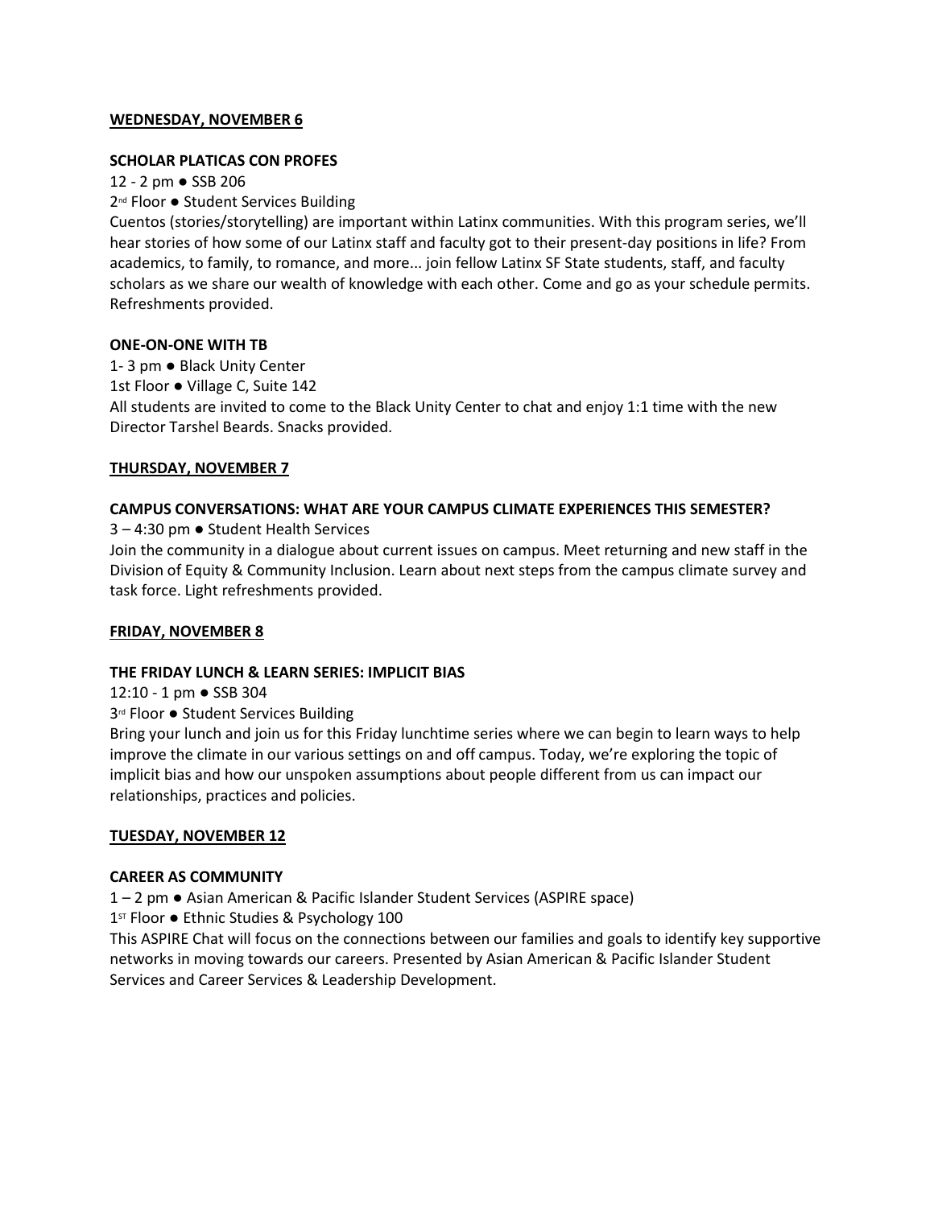**WEDNESDAY, NOVEMBER 6**

**SCHOLAR PLATICAS CON PROFES**

12 - 2 pm ● SSB 206

2nd Floor ● Student Services Building

Cuentos (stories/storytelling) are important within Latinx communities. With this program series, we'll hear stories of how some of our Latinx staff and faculty got to their present-day positions in life? From academics, to family, to romance, and more... join fellow Latinx SF State students, staff, and faculty scholars as we share our wealth of knowledge with each other. Come and go as your schedule permits. Refreshments provided.

**ONE-ON-ONE WITH TB**

1- 3 pm ● Black Unity Center

1st Floor ● Village C, Suite 142

All students are invited to come to the Black Unity Center to chat and enjoy 1:1 time with the new Director Tarshel Beards. Snacks provided.

**THURSDAY, NOVEMBER 7**

**CAMPUS CONVERSATIONS: WHAT ARE YOUR CAMPUS CLIMATE EXPERIENCES THIS SEMESTER?**

3 – 4:30 pm ● Student Health Services

Join the community in a dialogue about current issues on campus. Meet returning and new staff in the Division of Equity & Community Inclusion. Learn about next steps from the campus climate survey and task force. Light refreshments provided.

**FRIDAY, NOVEMBER 8**

**THE FRIDAY LUNCH & LEARN SERIES: IMPLICIT BIAS**

12:10 - 1 pm ● SSB 304

3rd Floor ● Student Services Building

Bring your lunch and join us for this Friday lunchtime series where we can begin to learn ways to help improve the climate in our various settings on and off campus. Today, we're exploring the topic of implicit bias and how our unspoken assumptions about people different from us can impact our relationships, practices and policies.

**TUESDAY, NOVEMBER 12**

**CAREER AS COMMUNITY**

1 – 2 pm ● Asian American & Pacific Islander Student Services (ASPIRE space)

1ST Floor ● Ethnic Studies & Psychology 100

This ASPIRE Chat will focus on the connections between our families and goals to identify key supportive networks in moving towards our careers. Presented by Asian American & Pacific Islander Student Services and Career Services & Leadership Development.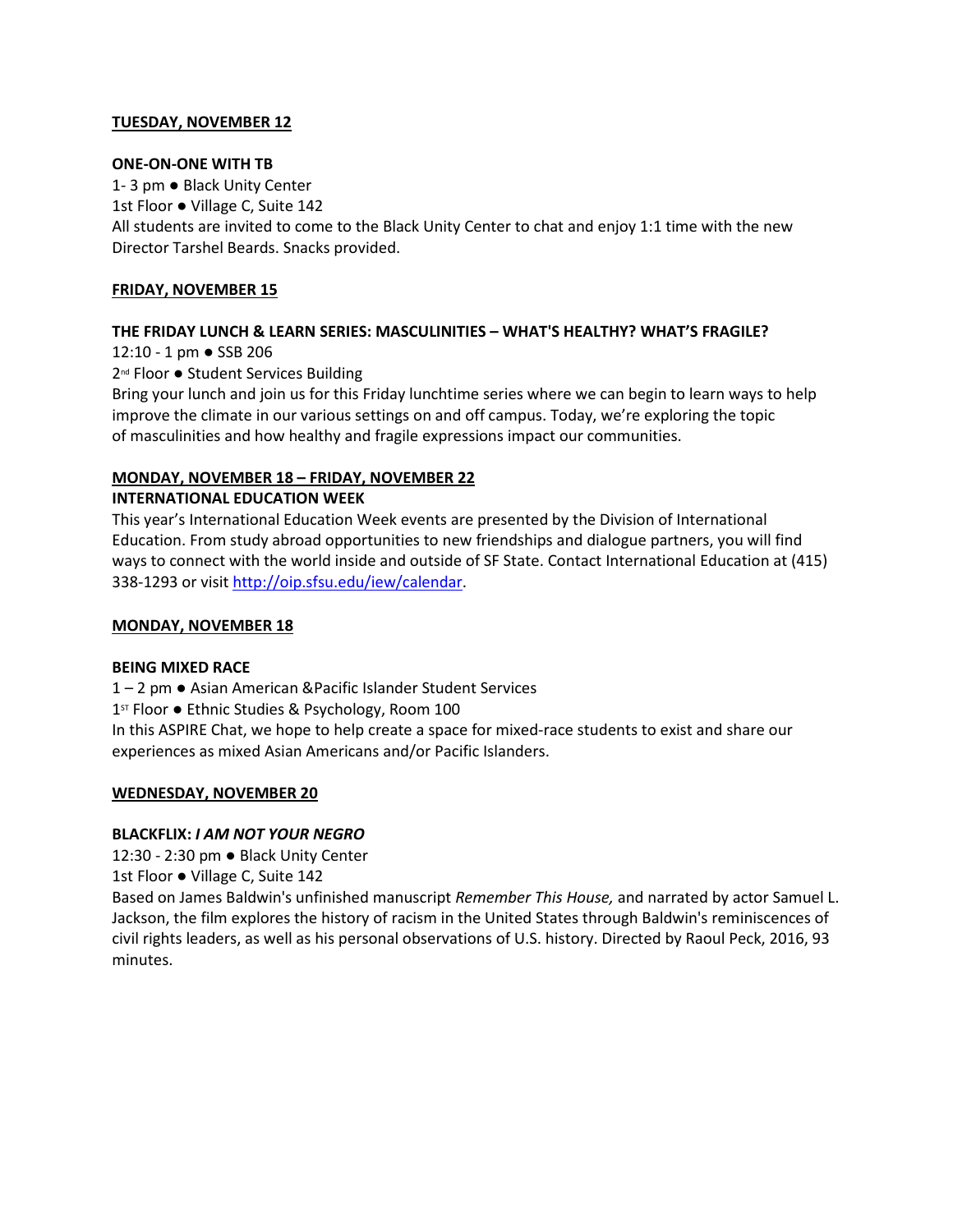**TUESDAY, NOVEMBER 12**

**ONE-ON-ONE WITH TB**

1- 3 pm ● Black Unity Center
1st Floor ● Village C, Suite 142
All students are invited to come to the Black Unity Center to chat and enjoy 1:1 time with the new Director Tarshel Beards. Snacks provided.

**FRIDAY, NOVEMBER 15**

**THE FRIDAY LUNCH & LEARN SERIES: MASCULINITIES – WHAT'S HEALTHY? WHAT'S FRAGILE?**

12:10 - 1 pm ● SSB 206
2nd Floor ● Student Services Building
Bring your lunch and join us for this Friday lunchtime series where we can begin to learn ways to help improve the climate in our various settings on and off campus. Today, we're exploring the topic of masculinities and how healthy and fragile expressions impact our communities.

**MONDAY, NOVEMBER 18 – FRIDAY, NOVEMBER 22**

**INTERNATIONAL EDUCATION WEEK**

This year's International Education Week events are presented by the Division of International Education. From study abroad opportunities to new friendships and dialogue partners, you will find ways to connect with the world inside and outside of SF State. Contact International Education at (415) 338-1293 or visit http://oip.sfsu.edu/iew/calendar.

**MONDAY, NOVEMBER 18**

**BEING MIXED RACE**

1 – 2 pm ● Asian American &Pacific Islander Student Services
1ST Floor ● Ethnic Studies & Psychology, Room 100
In this ASPIRE Chat, we hope to help create a space for mixed-race students to exist and share our experiences as mixed Asian Americans and/or Pacific Islanders.

**WEDNESDAY, NOVEMBER 20**

**BLACKFLIX: *I AM NOT YOUR NEGRO***

12:30 - 2:30 pm ● Black Unity Center
1st Floor ● Village C, Suite 142
Based on James Baldwin's unfinished manuscript *Remember This House,* and narrated by actor Samuel L. Jackson, the film explores the history of racism in the United States through Baldwin's reminiscences of civil rights leaders, as well as his personal observations of U.S. history. Directed by Raoul Peck, 2016, 93 minutes.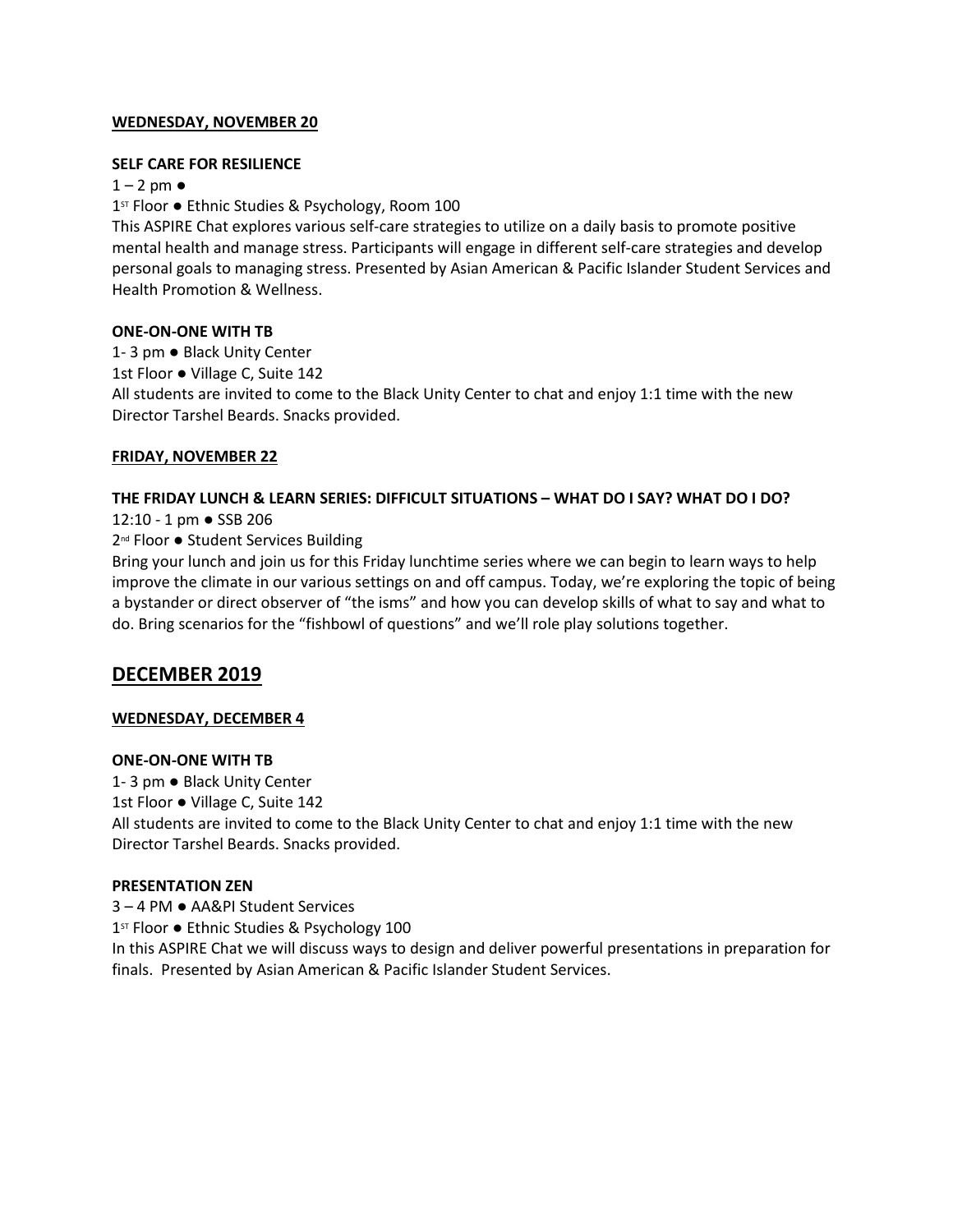**WEDNESDAY, NOVEMBER 20**

**SELF CARE FOR RESILIENCE**

1 – 2 pm ●

1ST Floor ● Ethnic Studies & Psychology, Room 100

This ASPIRE Chat explores various self-care strategies to utilize on a daily basis to promote positive mental health and manage stress. Participants will engage in different self-care strategies and develop personal goals to managing stress. Presented by Asian American & Pacific Islander Student Services and Health Promotion & Wellness.

**ONE-ON-ONE WITH TB**

1- 3 pm ● Black Unity Center

1st Floor ● Village C, Suite 142

All students are invited to come to the Black Unity Center to chat and enjoy 1:1 time with the new Director Tarshel Beards. Snacks provided.

**FRIDAY, NOVEMBER 22**

**THE FRIDAY LUNCH & LEARN SERIES: DIFFICULT SITUATIONS – WHAT DO I SAY? WHAT DO I DO?**

12:10 - 1 pm ● SSB 206

2nd Floor ● Student Services Building

Bring your lunch and join us for this Friday lunchtime series where we can begin to learn ways to help improve the climate in our various settings on and off campus. Today, we're exploring the topic of being a bystander or direct observer of "the isms" and how you can develop skills of what to say and what to do. Bring scenarios for the "fishbowl of questions" and we'll role play solutions together.

## DECEMBER 2019

**WEDNESDAY, DECEMBER 4**

**ONE-ON-ONE WITH TB**

1- 3 pm ● Black Unity Center

1st Floor ● Village C, Suite 142

All students are invited to come to the Black Unity Center to chat and enjoy 1:1 time with the new Director Tarshel Beards. Snacks provided.

**PRESENTATION ZEN**

3 – 4 PM ● AA&PI Student Services

1ST Floor ● Ethnic Studies & Psychology 100

In this ASPIRE Chat we will discuss ways to design and deliver powerful presentations in preparation for finals. Presented by Asian American & Pacific Islander Student Services.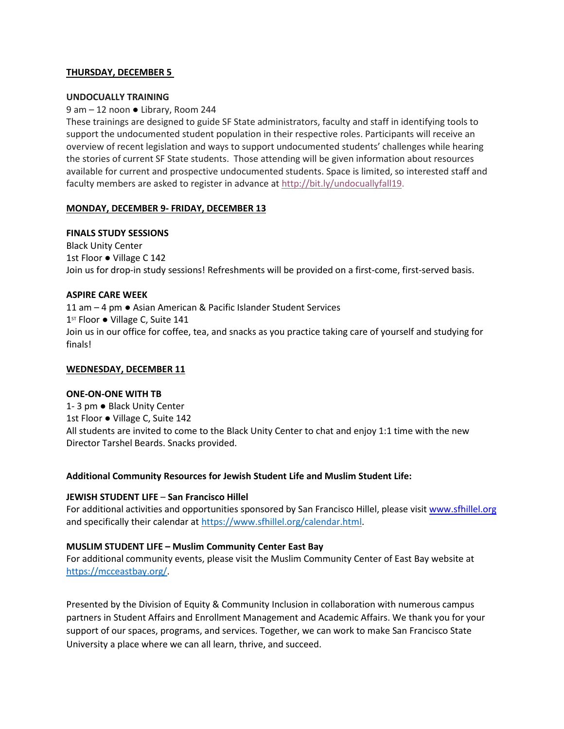**THURSDAY, DECEMBER 5**

**UNDOCUALLY TRAINING**
9 am – 12 noon ● Library, Room 244
These trainings are designed to guide SF State administrators, faculty and staff in identifying tools to support the undocumented student population in their respective roles. Participants will receive an overview of recent legislation and ways to support undocumented students' challenges while hearing the stories of current SF State students. Those attending will be given information about resources available for current and prospective undocumented students. Space is limited, so interested staff and faculty members are asked to register in advance at http://bit.ly/undocuallyfall19.

**MONDAY, DECEMBER 9- FRIDAY, DECEMBER 13**

**FINALS STUDY SESSIONS**
Black Unity Center
1st Floor ● Village C 142
Join us for drop-in study sessions! Refreshments will be provided on a first-come, first-served basis.

**ASPIRE CARE WEEK**
11 am – 4 pm ● Asian American & Pacific Islander Student Services
1ST Floor ● Village C, Suite 141
Join us in our office for coffee, tea, and snacks as you practice taking care of yourself and studying for finals!

**WEDNESDAY, DECEMBER 11**

**ONE-ON-ONE WITH TB**
1- 3 pm ● Black Unity Center
1st Floor ● Village C, Suite 142
All students are invited to come to the Black Unity Center to chat and enjoy 1:1 time with the new Director Tarshel Beards. Snacks provided.

**Additional Community Resources for Jewish Student Life and Muslim Student Life:**

**JEWISH STUDENT LIFE** – **San Francisco Hillel**
For additional activities and opportunities sponsored by San Francisco Hillel, please visit www.sfhillel.org and specifically their calendar at https://www.sfhillel.org/calendar.html.

**MUSLIM STUDENT LIFE – Muslim Community Center East Bay**
For additional community events, please visit the Muslim Community Center of East Bay website at https://mcceastbay.org/.

Presented by the Division of Equity & Community Inclusion in collaboration with numerous campus partners in Student Affairs and Enrollment Management and Academic Affairs. We thank you for your support of our spaces, programs, and services. Together, we can work to make San Francisco State University a place where we can all learn, thrive, and succeed.